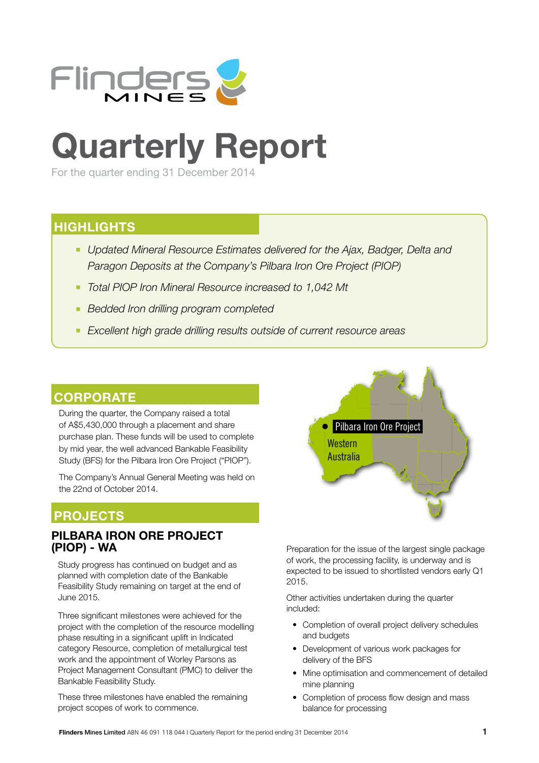# Quarterly Report

For the quarter ending 31 December 2014

## HIGHLIGHTS

- *Updated Mineral Resource Estimates delivered for the Ajax, Badger, Delta and Paragon Deposits at the Company's Pilbara Iron Ore Project (PIOP)*
- *Total PIOP Iron Mineral Resource increased to 1,042 Mt*
- *Bedded Iron drilling program completed*
- *Excellent high grade drilling results outside of current resource areas*

## CORPORATE

During the quarter, the Company raised a total of A$5,430,000 through a placement and share purchase plan. These funds will be used to complete by mid year, the well advanced Bankable Feasibility Study (BFS) for the Pilbara Iron Ore Project ("PIOP").

The Company's Annual General Meeting was held on the 22nd of October 2014.

## PROJECTS

### PILBARA IRON ORE PROJECT (PIOP) - WA

Study progress has continued on budget and as planned with completion date of the Bankable Feasibility Study remaining on target at the end of June 2015.

Three significant milestones were achieved for the project with the completion of the resource modelling phase resulting in a significant uplift in Indicated category Resource, completion of metallurgical test work and the appointment of Worley Parsons as Project Management Consultant (PMC) to deliver the Bankable Feasibility Study.

These three milestones have enabled the remaining project scopes of work to commence.

Preparation for the issue of the largest single package of work, the processing facility, is underway and is expected to be issued to shortlisted vendors early Q1 2015.

Other activities undertaken during the quarter included:

- Completion of overall project delivery schedules and budgets
- Development of various work packages for delivery of the BFS
- Mine optimisation and commencement of detailed mine planning
- Completion of process flow design and mass balance for processing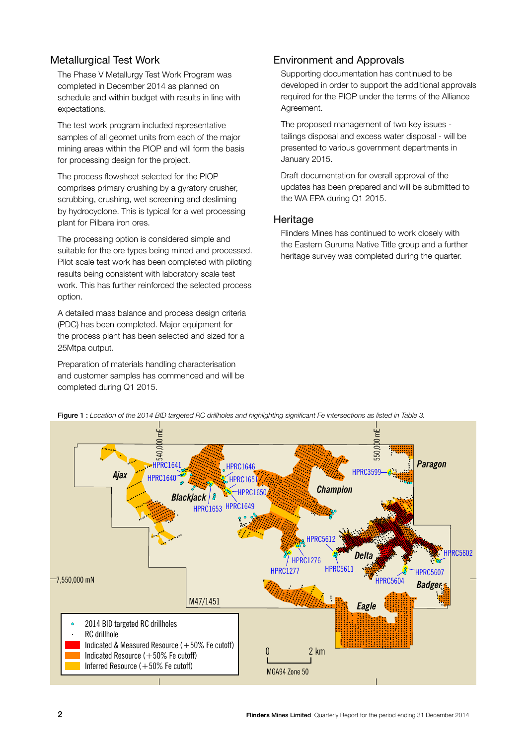## Metallurgical Test Work

The Phase V Metallurgy Test Work Program was completed in December 2014 as planned on schedule and within budget with results in line with expectations.

The test work program included representative samples of all geomet units from each of the major mining areas within the PIOP and will form the basis for processing design for the project.

The process flowsheet selected for the PIOP comprises primary crushing by a gyratory crusher, scrubbing, crushing, wet screening and desliming by hydrocyclone. This is typical for a wet processing plant for Pilbara iron ores.

The processing option is considered simple and suitable for the ore types being mined and processed. Pilot scale test work has been completed with piloting results being consistent with laboratory scale test work. This has further reinforced the selected process option.

A detailed mass balance and process design criteria (PDC) has been completed. Major equipment for the process plant has been selected and sized for a 25Mtpa output.

Preparation of materials handling characterisation and customer samples has commenced and will be completed during Q1 2015.

## Environment and Approvals

Supporting documentation has continued to be developed in order to support the additional approvals required for the PIOP under the terms of the Alliance Agreement.

The proposed management of two key issues - tailings disposal and excess water disposal - will be presented to various government departments in January 2015.

Draft documentation for overall approval of the updates has been prepared and will be submitted to the WA EPA during Q1 2015.

## Heritage

Flinders Mines has continued to work closely with the Eastern Guruma Native Title group and a further heritage survey was completed during the quarter.

**Figure 1 :** *Location of the 2014 BID targeted RC drillholes and highlighting significant Fe intersections as listed in Table 3.*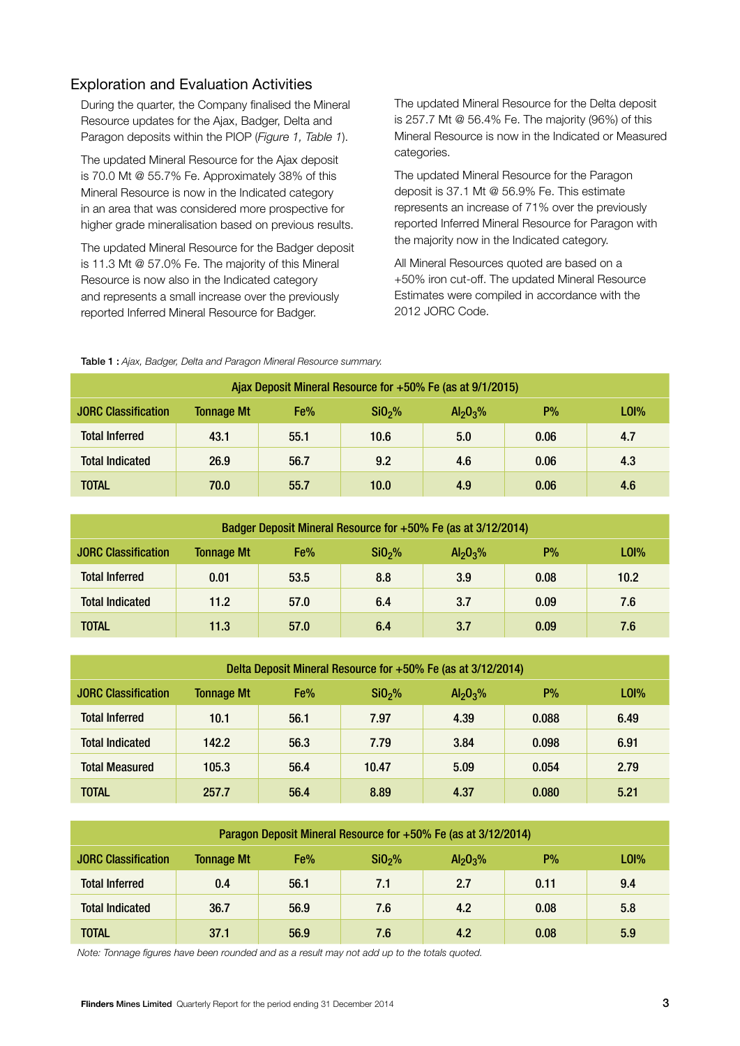## Exploration and Evaluation Activities

During the quarter, the Company finalised the Mineral Resource updates for the Ajax, Badger, Delta and Paragon deposits within the PIOP (*Figure 1, Table 1*).

The updated Mineral Resource for the Ajax deposit is 70.0 Mt @ 55.7% Fe. Approximately 38% of this Mineral Resource is now in the Indicated category in an area that was considered more prospective for higher grade mineralisation based on previous results.

The updated Mineral Resource for the Badger deposit is 11.3 Mt @ 57.0% Fe. The majority of this Mineral Resource is now also in the Indicated category and represents a small increase over the previously reported Inferred Mineral Resource for Badger.

The updated Mineral Resource for the Delta deposit is 257.7 Mt @ 56.4% Fe. The majority (96%) of this Mineral Resource is now in the Indicated or Measured categories.

The updated Mineral Resource for the Paragon deposit is 37.1 Mt @ 56.9% Fe. This estimate represents an increase of 71% over the previously reported Inferred Mineral Resource for Paragon with the majority now in the Indicated category.

All Mineral Resources quoted are based on a +50% iron cut-off. The updated Mineral Resource Estimates were compiled in accordance with the 2012 JORC Code.

**Table 1 :** *Ajax, Badger, Delta and Paragon Mineral Resource summary.*

| Ajax Deposit Mineral Resource for +50% Fe (as at 9/1/2015) | | | | | | |
|---|---|---|---|---|---|---|
| JORC Classification | Tonnage Mt | Fe% | $SiO_2$% | $Al_2O_3$% | P% | LOI% |
| Total Inferred | 43.1 | 55.1 | 10.6 | 5.0 | 0.06 | 4.7 |
| Total Indicated | 26.9 | 56.7 | 9.2 | 4.6 | 0.06 | 4.3 |
| TOTAL | 70.0 | 55.7 | 10.0 | 4.9 | 0.06 | 4.6 |

| Badger Deposit Mineral Resource for +50% Fe (as at 3/12/2014) | | | | | | |
|---|---|---|---|---|---|---|
| JORC Classification | Tonnage Mt | Fe% | $SiO_2$% | $Al_2O_3$% | P% | LOI% |
| Total Inferred | 0.01 | 53.5 | 8.8 | 3.9 | 0.08 | 10.2 |
| Total Indicated | 11.2 | 57.0 | 6.4 | 3.7 | 0.09 | 7.6 |
| TOTAL | 11.3 | 57.0 | 6.4 | 3.7 | 0.09 | 7.6 |

| Delta Deposit Mineral Resource for +50% Fe (as at 3/12/2014) | | | | | | |
|---|---|---|---|---|---|---|
| JORC Classification | Tonnage Mt | Fe% | $SiO_2$% | $Al_2O_3$% | P% | LOI% |
| Total Inferred | 10.1 | 56.1 | 7.97 | 4.39 | 0.088 | 6.49 |
| Total Indicated | 142.2 | 56.3 | 7.79 | 3.84 | 0.098 | 6.91 |
| Total Measured | 105.3 | 56.4 | 10.47 | 5.09 | 0.054 | 2.79 |
| TOTAL | 257.7 | 56.4 | 8.89 | 4.37 | 0.080 | 5.21 |

| Paragon Deposit Mineral Resource for +50% Fe (as at 3/12/2014) | | | | | | |
|---|---|---|---|---|---|---|
| JORC Classification | Tonnage Mt | Fe% | $SiO_2$% | $Al_2O_3$% | P% | LOI% |
| Total Inferred | 0.4 | 56.1 | 7.1 | 2.7 | 0.11 | 9.4 |
| Total Indicated | 36.7 | 56.9 | 7.6 | 4.2 | 0.08 | 5.8 |
| TOTAL | 37.1 | 56.9 | 7.6 | 4.2 | 0.08 | 5.9 |

*Note: Tonnage figures have been rounded and as a result may not add up to the totals quoted.*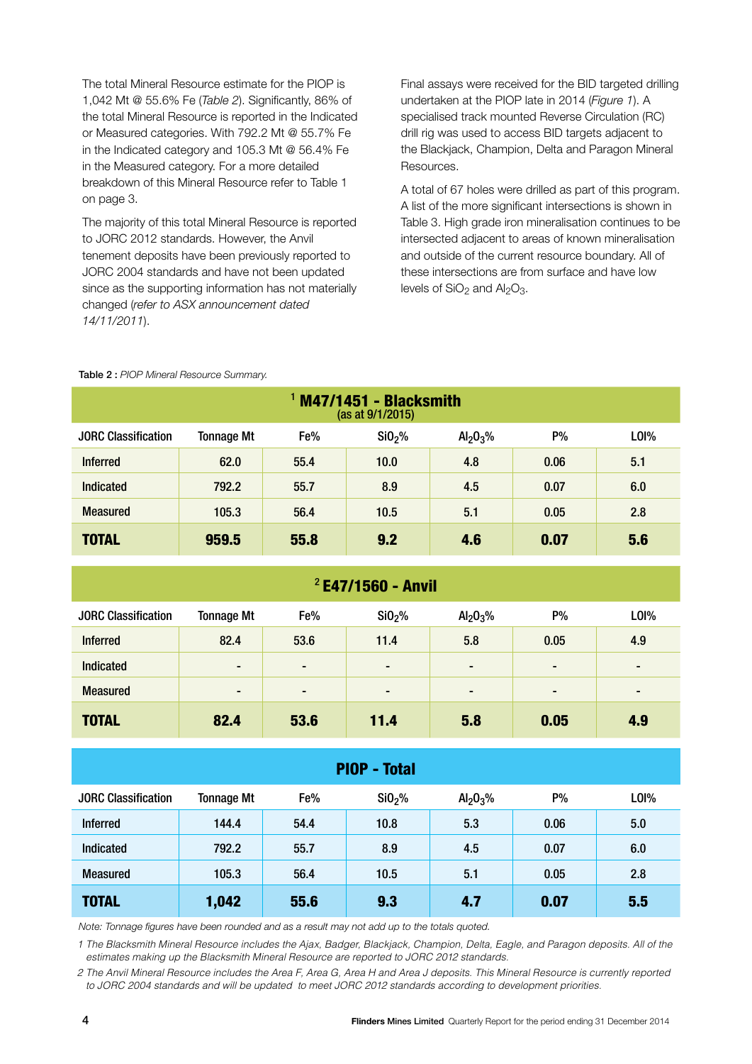The total Mineral Resource estimate for the PIOP is 1,042 Mt @ 55.6% Fe (*Table 2*). Significantly, 86% of the total Mineral Resource is reported in the Indicated or Measured categories. With 792.2 Mt @ 55.7% Fe in the Indicated category and 105.3 Mt @ 56.4% Fe in the Measured category. For a more detailed breakdown of this Mineral Resource refer to Table 1 on page 3.

The majority of this total Mineral Resource is reported to JORC 2012 standards. However, the Anvil tenement deposits have been previously reported to JORC 2004 standards and have not been updated since as the supporting information has not materially changed (*refer to ASX announcement dated 14/11/2011*).

Final assays were received for the BID targeted drilling undertaken at the PIOP late in 2014 (*Figure 1*). A specialised track mounted Reverse Circulation (RC) drill rig was used to access BID targets adjacent to the Blackjack, Champion, Delta and Paragon Mineral Resources.

A total of 67 holes were drilled as part of this program. A list of the more significant intersections is shown in Table 3. High grade iron mineralisation continues to be intersected adjacent to areas of known mineralisation and outside of the current resource boundary. All of these intersections are from surface and have low levels of $SiO_2$ and $Al_2O_3$.

**Table 2 :** *PIOP Mineral Resource Summary.*

**[1] M47/1451 - Blacksmith** (as at 9/1/2015)

| JORC Classification | Tonnage Mt | Fe% | $SiO_2$% | $Al_2O_3$% | P% | LOI% |
|---|---|---|---|---|---|---|
| Inferred | 62.0 | 55.4 | 10.0 | 4.8 | 0.06 | 5.1 |
| Indicated | 792.2 | 55.7 | 8.9 | 4.5 | 0.07 | 6.0 |
| Measured | 105.3 | 56.4 | 10.5 | 5.1 | 0.05 | 2.8 |
| **TOTAL** | **959.5** | **55.8** | **9.2** | **4.6** | **0.07** | **5.6** |

**[2] E47/1560 - Anvil**

| JORC Classification | Tonnage Mt | Fe% | $SiO_2$% | $Al_2O_3$% | P% | LOI% |
|---|---|---|---|---|---|---|
| Inferred | 82.4 | 53.6 | 11.4 | 5.8 | 0.05 | 4.9 |
| Indicated | - | - | - | - | - | - |
| Measured | - | - | - | - | - | - |
| **TOTAL** | **82.4** | **53.6** | **11.4** | **5.8** | **0.05** | **4.9** |

**PIOP - Total**

| JORC Classification | Tonnage Mt | Fe% | $SiO_2$% | $Al_2O_3$% | P% | LOI% |
|---|---|---|---|---|---|---|
| Inferred | 144.4 | 54.4 | 10.8 | 5.3 | 0.06 | 5.0 |
| Indicated | 792.2 | 55.7 | 8.9 | 4.5 | 0.07 | 6.0 |
| Measured | 105.3 | 56.4 | 10.5 | 5.1 | 0.05 | 2.8 |
| **TOTAL** | **1,042** | **55.6** | **9.3** | **4.7** | **0.07** | **5.5** |

*Note: Tonnage figures have been rounded and as a result may not add up to the totals quoted.*

*1 The Blacksmith Mineral Resource includes the Ajax, Badger, Blackjack, Champion, Delta, Eagle, and Paragon deposits. All of the estimates making up the Blacksmith Mineral Resource are reported to JORC 2012 standards.*

*2 The Anvil Mineral Resource includes the Area F, Area G, Area H and Area J deposits. This Mineral Resource is currently reported to JORC 2004 standards and will be updated to meet JORC 2012 standards according to development priorities.*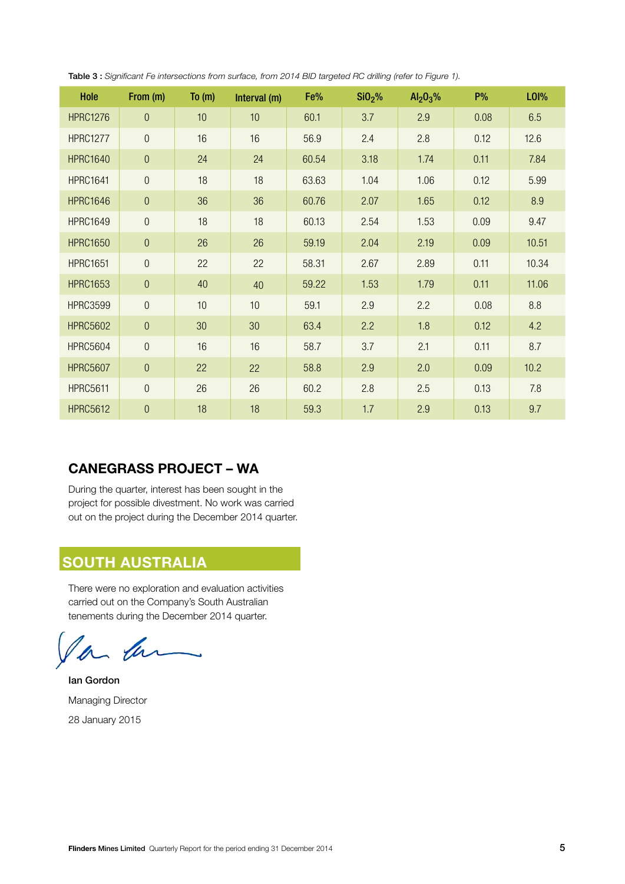**Table 3 :** *Significant Fe intersections from surface, from 2014 BID targeted RC drilling (refer to Figure 1).*

| Hole | From (m) | To (m) | Interval (m) | Fe% | $SiO_2$% | $Al_2O_3$% | P% | LOI% |
|---|---|---|---|---|---|---|---|---|
| HPRC1276 | 0 | 10 | 10 | 60.1 | 3.7 | 2.9 | 0.08 | 6.5 |
| HPRC1277 | 0 | 16 | 16 | 56.9 | 2.4 | 2.8 | 0.12 | 12.6 |
| HPRC1640 | 0 | 24 | 24 | 60.54 | 3.18 | 1.74 | 0.11 | 7.84 |
| HPRC1641 | 0 | 18 | 18 | 63.63 | 1.04 | 1.06 | 0.12 | 5.99 |
| HPRC1646 | 0 | 36 | 36 | 60.76 | 2.07 | 1.65 | 0.12 | 8.9 |
| HPRC1649 | 0 | 18 | 18 | 60.13 | 2.54 | 1.53 | 0.09 | 9.47 |
| HPRC1650 | 0 | 26 | 26 | 59.19 | 2.04 | 2.19 | 0.09 | 10.51 |
| HPRC1651 | 0 | 22 | 22 | 58.31 | 2.67 | 2.89 | 0.11 | 10.34 |
| HPRC1653 | 0 | 40 | 40 | 59.22 | 1.53 | 1.79 | 0.11 | 11.06 |
| HPRC3599 | 0 | 10 | 10 | 59.1 | 2.9 | 2.2 | 0.08 | 8.8 |
| HPRC5602 | 0 | 30 | 30 | 63.4 | 2.2 | 1.8 | 0.12 | 4.2 |
| HPRC5604 | 0 | 16 | 16 | 58.7 | 3.7 | 2.1 | 0.11 | 8.7 |
| HPRC5607 | 0 | 22 | 22 | 58.8 | 2.9 | 2.0 | 0.09 | 10.2 |
| HPRC5611 | 0 | 26 | 26 | 60.2 | 2.8 | 2.5 | 0.13 | 7.8 |
| HPRC5612 | 0 | 18 | 18 | 59.3 | 1.7 | 2.9 | 0.13 | 9.7 |

## CANEGRASS PROJECT – WA

During the quarter, interest has been sought in the project for possible divestment. No work was carried out on the project during the December 2014 quarter.

# SOUTH AUSTRALIA

There were no exploration and evaluation activities carried out on the Company's South Australian tenements during the December 2014 quarter.

**Ian Gordon**
Managing Director
28 January 2015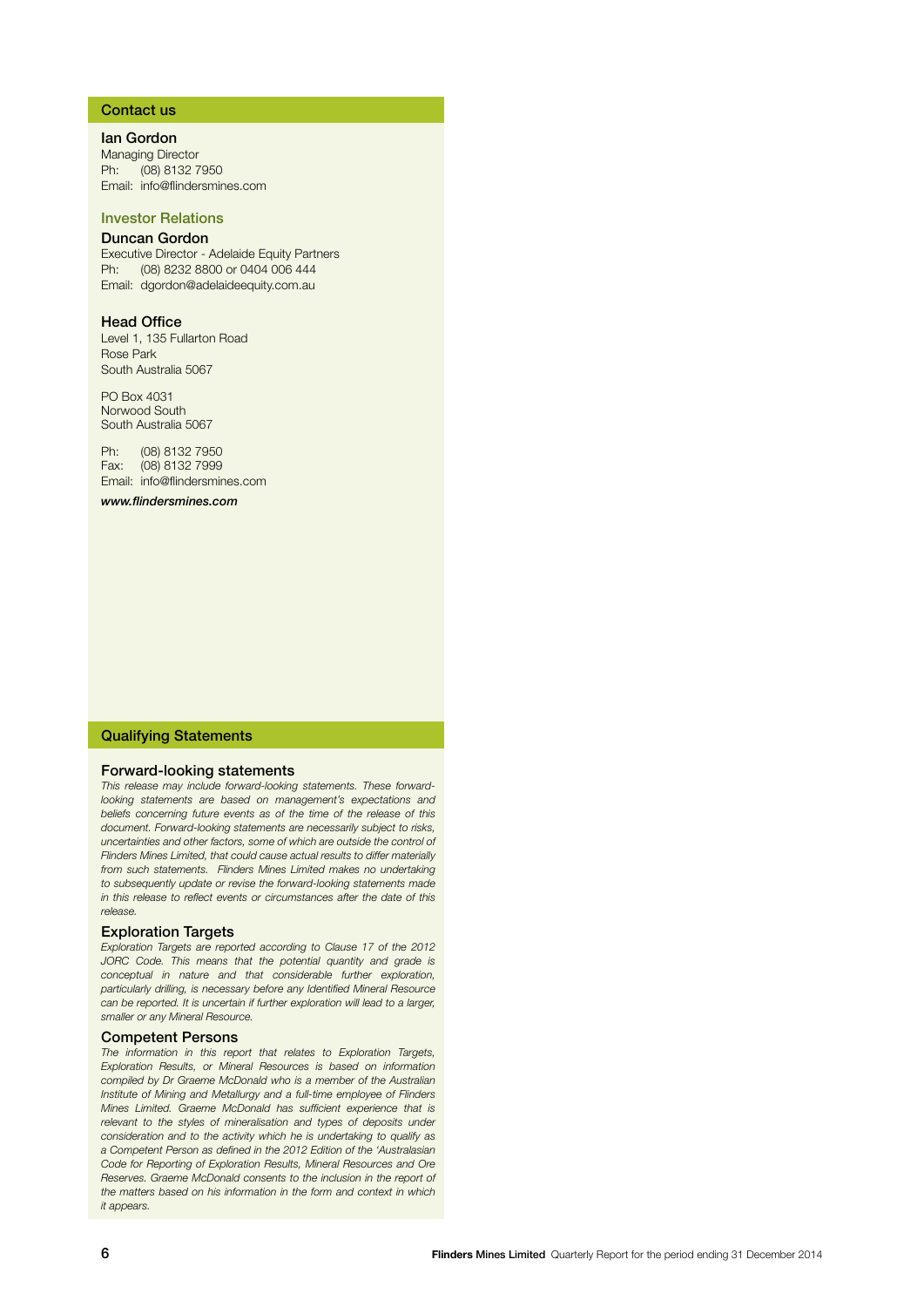## Contact us

### Ian Gordon

Managing Director
Ph: (08) 8132 7950
Email: info@flindersmines.com

### Investor Relations

### Duncan Gordon

Executive Director - Adelaide Equity Partners
Ph: (08) 8232 8800 or 0404 006 444
Email: dgordon@adelaideequity.com.au

### Head Office

Level 1, 135 Fullarton Road
Rose Park
South Australia 5067

PO Box 4031
Norwood South
South Australia 5067

Ph: (08) 8132 7950
Fax: (08) 8132 7999
Email: info@flindersmines.com

***www.flindersmines.com***

## Qualifying Statements

### Forward-looking statements

*This release may include forward-looking statements. These forward-looking statements are based on management's expectations and beliefs concerning future events as of the time of the release of this document. Forward-looking statements are necessarily subject to risks, uncertainties and other factors, some of which are outside the control of Flinders Mines Limited, that could cause actual results to differ materially from such statements. Flinders Mines Limited makes no undertaking to subsequently update or revise the forward-looking statements made in this release to reflect events or circumstances after the date of this release.*

### Exploration Targets

*Exploration Targets are reported according to Clause 17 of the 2012 JORC Code. This means that the potential quantity and grade is conceptual in nature and that considerable further exploration, particularly drilling, is necessary before any Identified Mineral Resource can be reported. It is uncertain if further exploration will lead to a larger, smaller or any Mineral Resource.*

### Competent Persons

*The information in this report that relates to Exploration Targets, Exploration Results, or Mineral Resources is based on information compiled by Dr Graeme McDonald who is a member of the Australian Institute of Mining and Metallurgy and a full-time employee of Flinders Mines Limited. Graeme McDonald has sufficient experience that is relevant to the styles of mineralisation and types of deposits under consideration and to the activity which he is undertaking to qualify as a Competent Person as defined in the 2012 Edition of the 'Australasian Code for Reporting of Exploration Results, Mineral Resources and Ore Reserves. Graeme McDonald consents to the inclusion in the report of the matters based on his information in the form and context in which it appears.*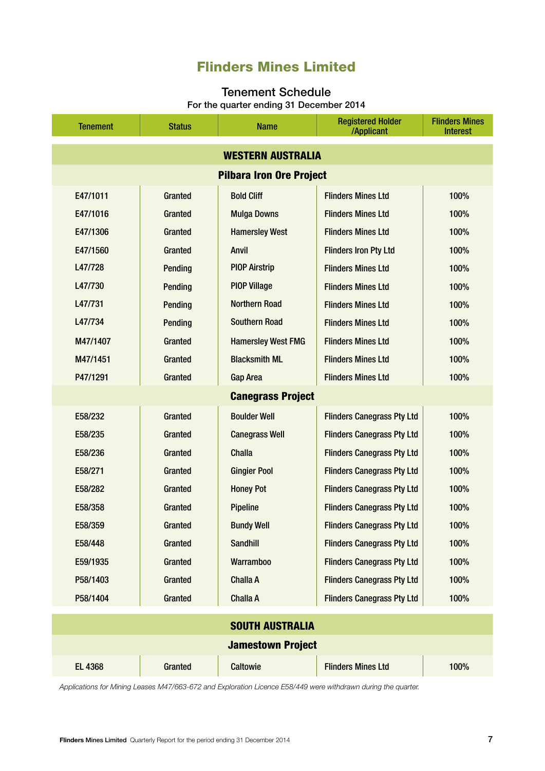# Flinders Mines Limited

## Tenement Schedule

For the quarter ending 31 December 2014

| Tenement | Status | Name | Registered Holder /Applicant | Flinders Mines Interest |
|---|---|---|---|---|
| **WESTERN AUSTRALIA** | | | | |
| **Pilbara Iron Ore Project** | | | | |
| E47/1011 | Granted | Bold Cliff | Flinders Mines Ltd | 100% |
| E47/1016 | Granted | Mulga Downs | Flinders Mines Ltd | 100% |
| E47/1306 | Granted | Hamersley West | Flinders Mines Ltd | 100% |
| E47/1560 | Granted | Anvil | Flinders Iron Pty Ltd | 100% |
| L47/728 | Pending | PIOP Airstrip | Flinders Mines Ltd | 100% |
| L47/730 | Pending | PIOP Village | Flinders Mines Ltd | 100% |
| L47/731 | Pending | Northern Road | Flinders Mines Ltd | 100% |
| L47/734 | Pending | Southern Road | Flinders Mines Ltd | 100% |
| M47/1407 | Granted | Hamersley West FMG | Flinders Mines Ltd | 100% |
| M47/1451 | Granted | Blacksmith ML | Flinders Mines Ltd | 100% |
| P47/1291 | Granted | Gap Area | Flinders Mines Ltd | 100% |
| **Canegrass Project** | | | | |
| E58/232 | Granted | Boulder Well | Flinders Canegrass Pty Ltd | 100% |
| E58/235 | Granted | Canegrass Well | Flinders Canegrass Pty Ltd | 100% |
| E58/236 | Granted | Challa | Flinders Canegrass Pty Ltd | 100% |
| E58/271 | Granted | Gingier Pool | Flinders Canegrass Pty Ltd | 100% |
| E58/282 | Granted | Honey Pot | Flinders Canegrass Pty Ltd | 100% |
| E58/358 | Granted | Pipeline | Flinders Canegrass Pty Ltd | 100% |
| E58/359 | Granted | Bundy Well | Flinders Canegrass Pty Ltd | 100% |
| E58/448 | Granted | Sandhill | Flinders Canegrass Pty Ltd | 100% |
| E59/1935 | Granted | Warramboo | Flinders Canegrass Pty Ltd | 100% |
| P58/1403 | Granted | Challa A | Flinders Canegrass Pty Ltd | 100% |
| P58/1404 | Granted | Challa A | Flinders Canegrass Pty Ltd | 100% |
| **SOUTH AUSTRALIA** | | | | |
| **Jamestown Project** | | | | |
| EL 4368 | Granted | Caltowie | Flinders Mines Ltd | 100% |

*Applications for Mining Leases M47/663-672 and Exploration Licence E58/449 were withdrawn during the quarter.*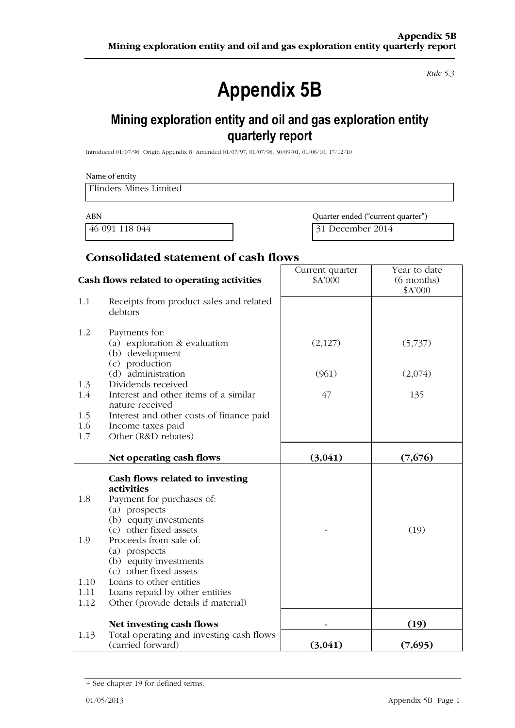*Rule 5.3*

# Appendix 5B

## Mining exploration entity and oil and gas exploration entity quarterly report

Introduced 01/07/96 Origin Appendix 8 Amended 01/07/97, 01/07/98, 30/09/01, 01/06/10, 17/12/10

Name of entity

Flinders Mines Limited

| ABN | Quarter ended ("current quarter") |
|---|---|
| 46 091 118 044 | 31 December 2014 |

## Consolidated statement of cash flows

| | Cash flows related to operating activities | Current quarter $A'000 | Year to date (6 months) $A'000 |
|---|---|---|---|
| 1.1 | Receipts from product sales and related debtors | | |
| 1.2 | Payments for: | | |
| | (a) exploration & evaluation | (2,127) | (5,737) |
| | (b) development | | |
| | (c) production | | |
| | (d) administration | (961) | (2,074) |
| 1.3 | Dividends received | | |
| 1.4 | Interest and other items of a similar nature received | 47 | 135 |
| 1.5 | Interest and other costs of finance paid | | |
| 1.6 | Income taxes paid | | |
| 1.7 | Other (R&D rebates) | | |
| | **Net operating cash flows** | **(3,041)** | **(7,676)** |
| | **Cash flows related to investing activities** | | |
| 1.8 | Payment for purchases of: | | |
| | (a) prospects | | |
| | (b) equity investments | | |
| | (c) other fixed assets | - | (19) |
| 1.9 | Proceeds from sale of: | | |
| | (a) prospects | | |
| | (b) equity investments | | |
| | (c) other fixed assets | | |
| 1.10 | Loans to other entities | | |
| 1.11 | Loans repaid by other entities | | |
| 1.12 | Other (provide details if material) | | |
| | **Net investing cash flows** | **-** | **(19)** |
| 1.13 | Total operating and investing cash flows (carried forward) | **(3,041)** | **(7,695)** |

+ See chapter 19 for defined terms.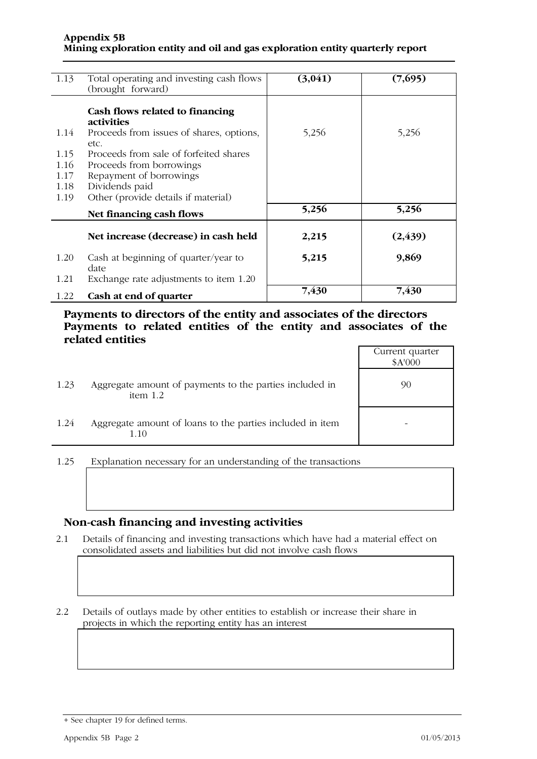| | | | |
|---|---|---|---|
| 1.13 | Total operating and investing cash flows (brought forward) | **(3,041)** | **(7,695)** |
| | **Cash flows related to financing activities** | | |
| 1.14 | Proceeds from issues of shares, options, etc. | 5,256 | 5,256 |
| 1.15 | Proceeds from sale of forfeited shares | | |
| 1.16 | Proceeds from borrowings | | |
| 1.17 | Repayment of borrowings | | |
| 1.18 | Dividends paid | | |
| 1.19 | Other (provide details if material) | | |
| | **Net financing cash flows** | **5,256** | **5,256** |
| | **Net increase (decrease) in cash held** | **2,215** | **(2,439)** |
| 1.20 | Cash at beginning of quarter/year to date | **5,215** | **9,869** |
| 1.21 | Exchange rate adjustments to item 1.20 | | |
| 1.22 | **Cash at end of quarter** | **7,430** | **7,430** |

## Payments to directors of the entity and associates of the directors Payments to related entities of the entity and associates of the related entities

| | | Current quarter $A'000 |
|---|---|---|
| 1.23 | Aggregate amount of payments to the parties included in item 1.2 | 90 |
| 1.24 | Aggregate amount of loans to the parties included in item 1.10 | - |

1.25 Explanation necessary for an understanding of the transactions

## Non-cash financing and investing activities

2.1 Details of financing and investing transactions which have had a material effect on consolidated assets and liabilities but did not involve cash flows

2.2 Details of outlays made by other entities to establish or increase their share in projects in which the reporting entity has an interest

+ See chapter 19 for defined terms.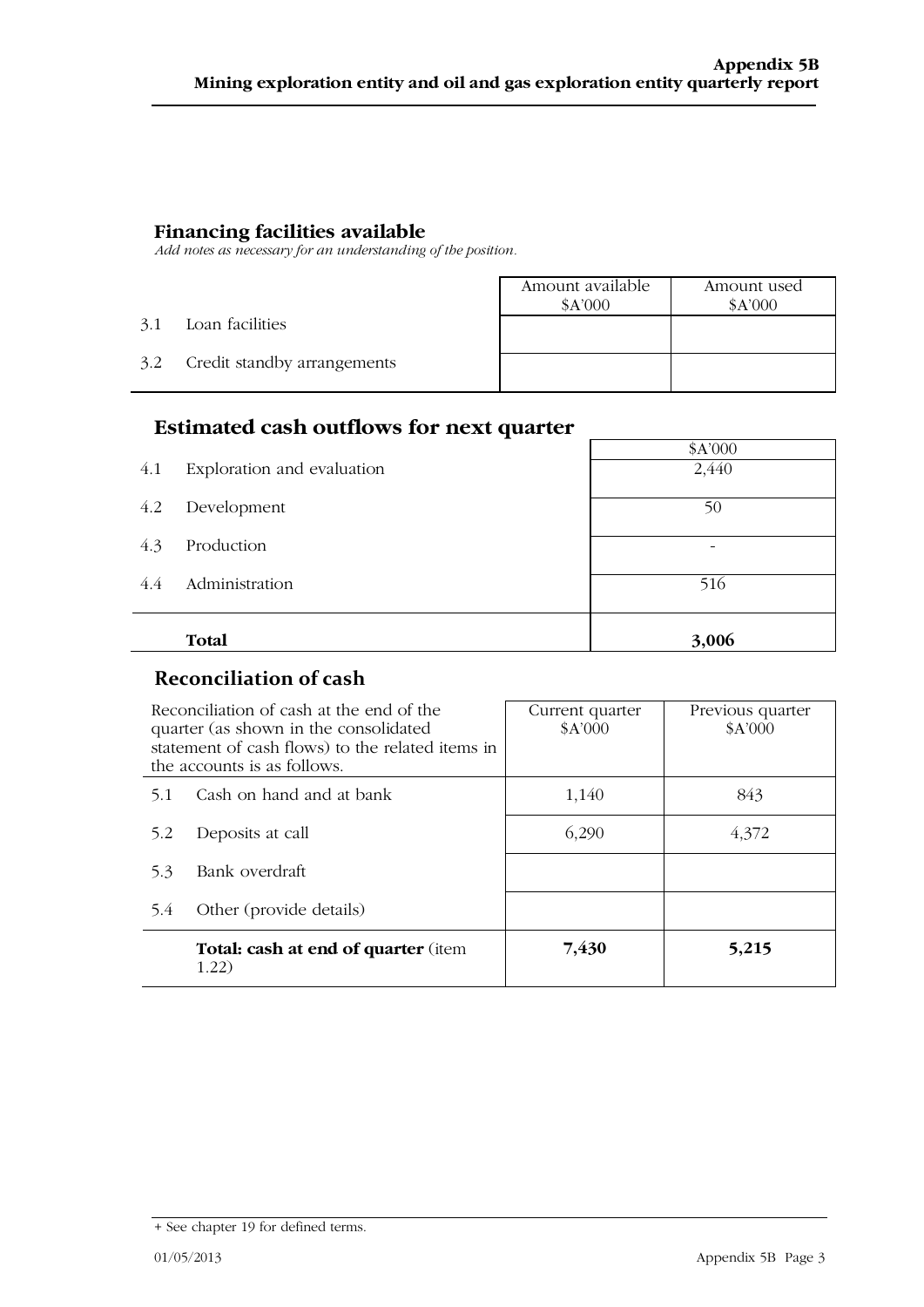## Financing facilities available

*Add notes as necessary for an understanding of the position.*

| | | Amount available $A'000 | Amount used $A'000 |
|---|---|---|---|
| 3.1 | Loan facilities | | |
| 3.2 | Credit standby arrangements | | |

## Estimated cash outflows for next quarter

| | | $A'000 |
|---|---|---|
| 4.1 | Exploration and evaluation | 2,440 |
| 4.2 | Development | 50 |
| 4.3 | Production | - |
| 4.4 | Administration | 516 |
| | **Total** | **3,006** |

## Reconciliation of cash

| Reconciliation of cash at the end of the quarter (as shown in the consolidated statement of cash flows) to the related items in the accounts is as follows. | | Current quarter $A'000 | Previous quarter $A'000 |
|---|---|---|---|
| 5.1 | Cash on hand and at bank | 1,140 | 843 |
| 5.2 | Deposits at call | 6,290 | 4,372 |
| 5.3 | Bank overdraft | | |
| 5.4 | Other (provide details) | | |
| | **Total: cash at end of quarter** (item 1.22) | **7,430** | **5,215** |

+ See chapter 19 for defined terms.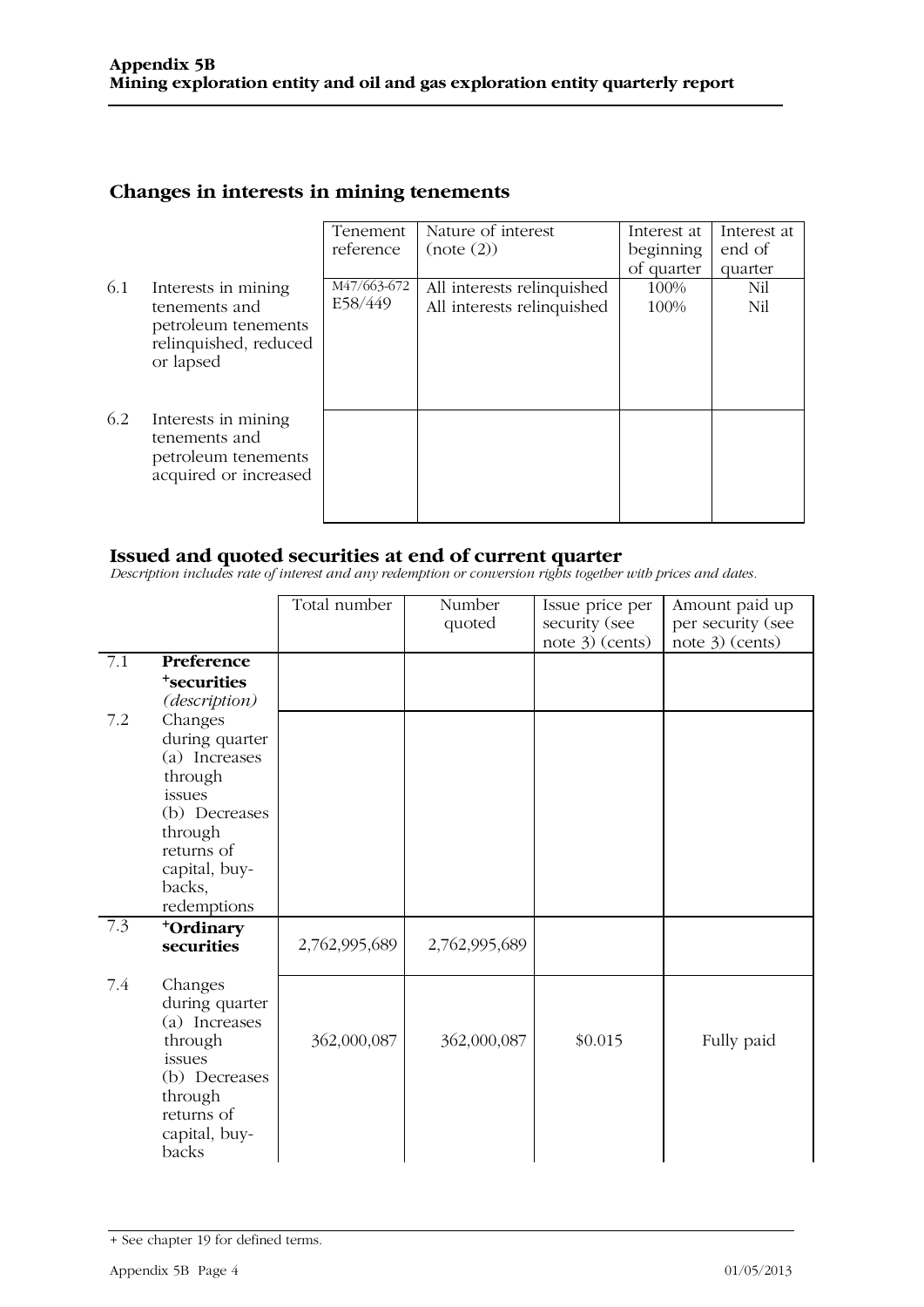## Changes in interests in mining tenements

| | | Tenement reference | Nature of interest (note (2)) | Interest at beginning of quarter | Interest at end of quarter |
|---|---|---|---|---|---|
| 6.1 | Interests in mining tenements and petroleum tenements relinquished, reduced or lapsed | M47/663-672<br>E58/449 | All interests relinquished<br>All interests relinquished | 100%<br>100% | Nil<br>Nil |
| 6.2 | Interests in mining tenements and petroleum tenements acquired or increased | | | | |

## Issued and quoted securities at end of current quarter

*Description includes rate of interest and any redemption or conversion rights together with prices and dates.*

| | | Total number | Number quoted | Issue price per security (see note 3) (cents) | Amount paid up per security (see note 3) (cents) |
|---|---|---|---|---|---|
| 7.1 | **Preference +securities** *(description)* | | | | |
| 7.2 | Changes during quarter (a) Increases through issues (b) Decreases through returns of capital, buy-backs, redemptions | | | | |
| 7.3 | **+Ordinary securities** | 2,762,995,689 | 2,762,995,689 | | |
| 7.4 | Changes during quarter (a) Increases through issues (b) Decreases through returns of capital, buy-backs | 362,000,087 | 362,000,087 | $0.015 | Fully paid |

+ See chapter 19 for defined terms.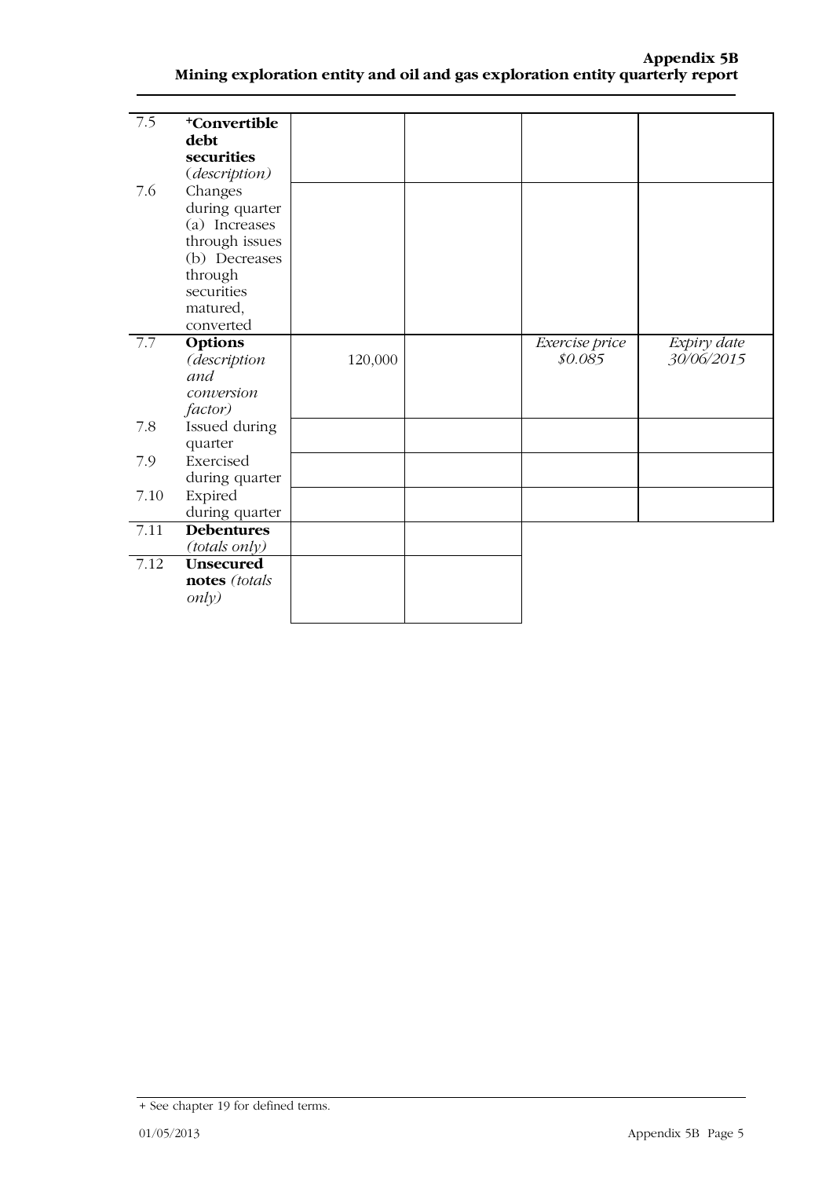| | | | | | |
|---|---|---|---|---|---|
| 7.5 | **+Convertible debt securities** *(description)* | | | | |
| 7.6 | Changes during quarter (a) Increases through issues (b) Decreases through securities matured, converted | | | | |
| 7.7 | **Options** *(description and conversion factor)* | 120,000 | | *Exercise price* *$0.085* | *Expiry date* *30/06/2015* |
| 7.8 | Issued during quarter | | | | |
| 7.9 | Exercised during quarter | | | | |
| 7.10 | Expired during quarter | | | | |
| 7.11 | **Debentures** *(totals only)* | | | | |
| 7.12 | **Unsecured notes** *(totals only)* | | | | |

+ See chapter 19 for defined terms.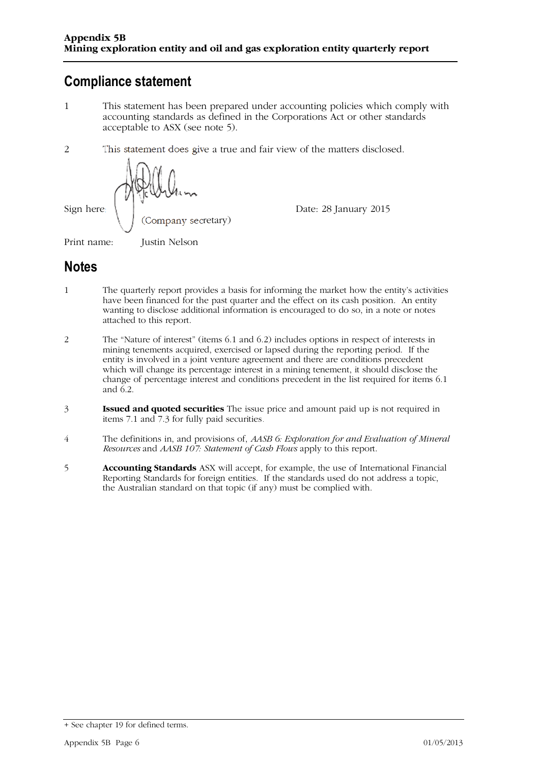## Compliance statement

1 This statement has been prepared under accounting policies which comply with accounting standards as defined in the Corporations Act or other standards acceptable to ASX (see note 5).

2 This statement does give a true and fair view of the matters disclosed.

Sign here: (Company secretary) Date: 28 January 2015

Print name: Justin Nelson

## Notes

1 The quarterly report provides a basis for informing the market how the entity's activities have been financed for the past quarter and the effect on its cash position. An entity wanting to disclose additional information is encouraged to do so, in a note or notes attached to this report.

2 The "Nature of interest" (items 6.1 and 6.2) includes options in respect of interests in mining tenements acquired, exercised or lapsed during the reporting period. If the entity is involved in a joint venture agreement and there are conditions precedent which will change its percentage interest in a mining tenement, it should disclose the change of percentage interest and conditions precedent in the list required for items 6.1 and 6.2.

3 **Issued and quoted securities** The issue price and amount paid up is not required in items 7.1 and 7.3 for fully paid securities.

4 The definitions in, and provisions of, *AASB 6: Exploration for and Evaluation of Mineral Resources* and *AASB 107: Statement of Cash Flows* apply to this report.

5 **Accounting Standards** ASX will accept, for example, the use of International Financial Reporting Standards for foreign entities. If the standards used do not address a topic, the Australian standard on that topic (if any) must be complied with.